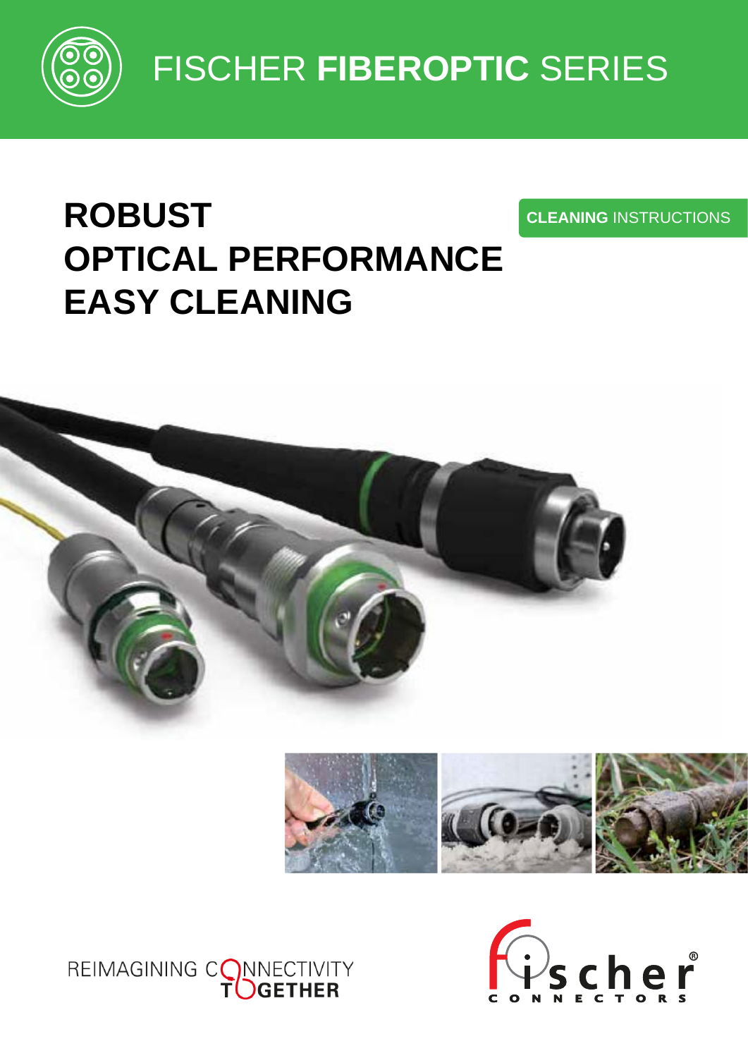# FISCHER **FIBEROPTIC** SERIES

**CLEANING** INSTRUCTIONS

# ROBUST OPTICAL PERFORMANCE EASY CLEANING

REIMAGINING CONNECTIVITY TOGETHER

fischer CONNECTORS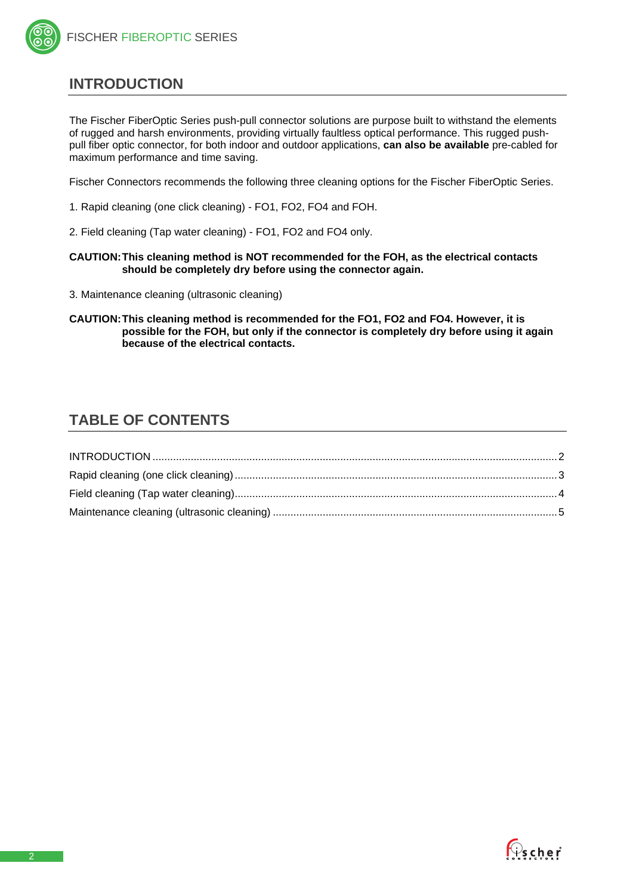## INTRODUCTION

The Fischer FiberOptic Series push-pull connector solutions are purpose built to withstand the elements of rugged and harsh environments, providing virtually faultless optical performance. This rugged push-pull fiber optic connector, for both indoor and outdoor applications, **can also be available** pre-cabled for maximum performance and time saving.

Fischer Connectors recommends the following three cleaning options for the Fischer FiberOptic Series.

1. Rapid cleaning (one click cleaning) - FO1, FO2, FO4 and FOH.

2. Field cleaning (Tap water cleaning) - FO1, FO2 and FO4 only.

**CAUTION: This cleaning method is NOT recommended for the FOH, as the electrical contacts should be completely dry before using the connector again.**

3. Maintenance cleaning (ultrasonic cleaning)

**CAUTION: This cleaning method is recommended for the FO1, FO2 and FO4. However, it is possible for the FOH, but only if the connector is completely dry before using it again because of the electrical contacts.**

## TABLE OF CONTENTS

INTRODUCTION .......... 2
Rapid cleaning (one click cleaning) .......... 3
Field cleaning (Tap water cleaning) .......... 4
Maintenance cleaning (ultrasonic cleaning) .......... 5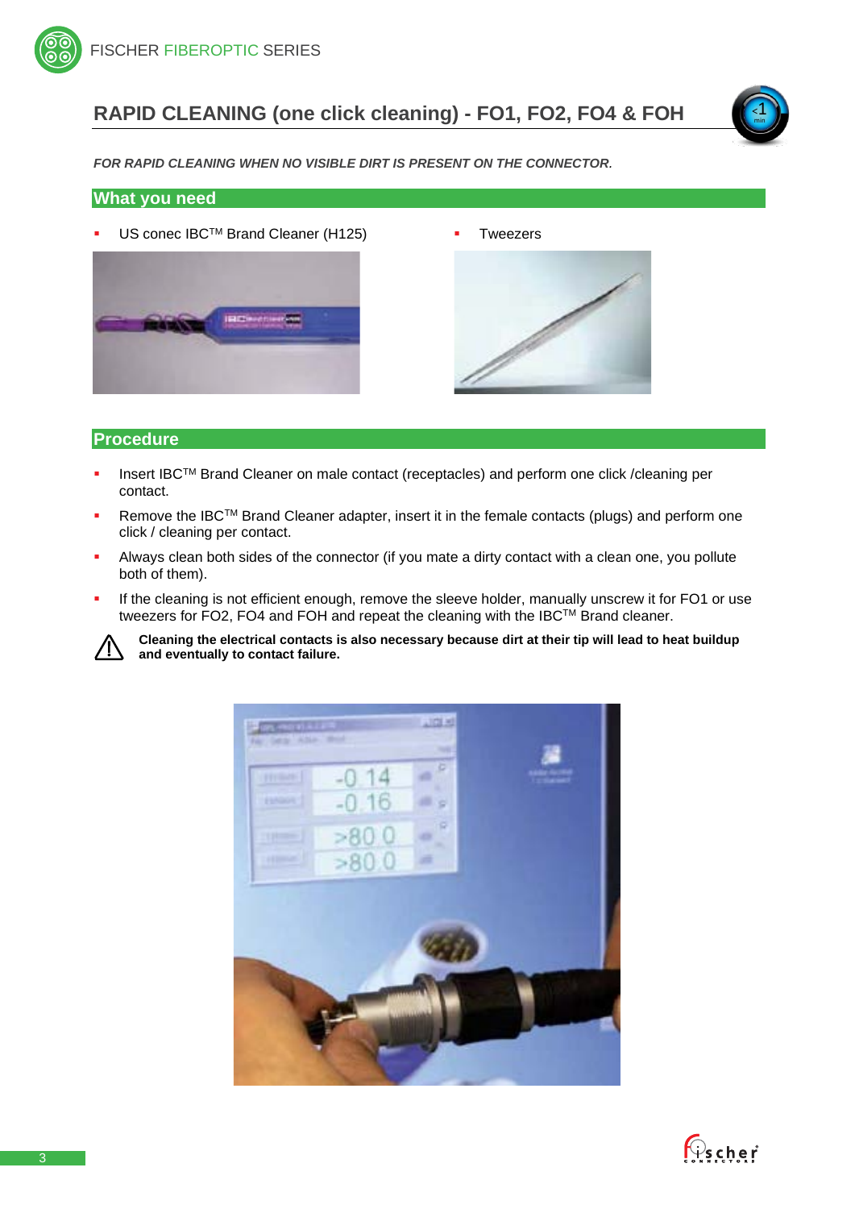## RAPID CLEANING (one click cleaning) - FO1, FO2, FO4 & FOH

***FOR RAPID CLEANING WHEN NO VISIBLE DIRT IS PRESENT ON THE CONNECTOR.***

### What you need

- US conec IBC™ Brand Cleaner (H125)
- Tweezers

### Procedure

- Insert IBC™ Brand Cleaner on male contact (receptacles) and perform one click /cleaning per contact.
- Remove the IBC™ Brand Cleaner adapter, insert it in the female contacts (plugs) and perform one click / cleaning per contact.
- Always clean both sides of the connector (if you mate a dirty contact with a clean one, you pollute both of them).
- If the cleaning is not efficient enough, remove the sleeve holder, manually unscrew it for FO1 or use tweezers for FO2, FO4 and FOH and repeat the cleaning with the IBC™ Brand cleaner.

⚠ **Cleaning the electrical contacts is also necessary because dirt at their tip will lead to heat buildup and eventually to contact failure.**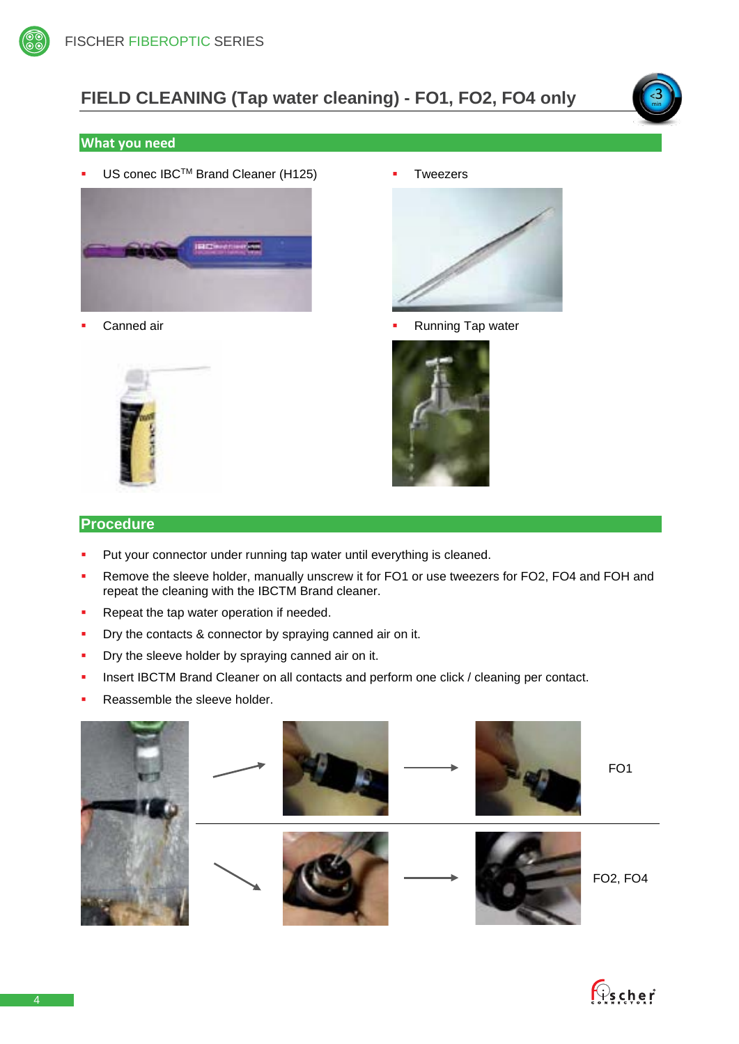# FIELD CLEANING (Tap water cleaning) - FO1, FO2, FO4 only

## What you need

- US conec IBC™ Brand Cleaner (H125)
- Tweezers
- Canned air
- Running Tap water

## Procedure

- Put your connector under running tap water until everything is cleaned.
- Remove the sleeve holder, manually unscrew it for FO1 or use tweezers for FO2, FO4 and FOH and repeat the cleaning with the IBCTM Brand cleaner.
- Repeat the tap water operation if needed.
- Dry the contacts & connector by spraying canned air on it.
- Dry the sleeve holder by spraying canned air on it.
- Insert IBCTM Brand Cleaner on all contacts and perform one click / cleaning per contact.
- Reassemble the sleeve holder.

FO1

FO2, FO4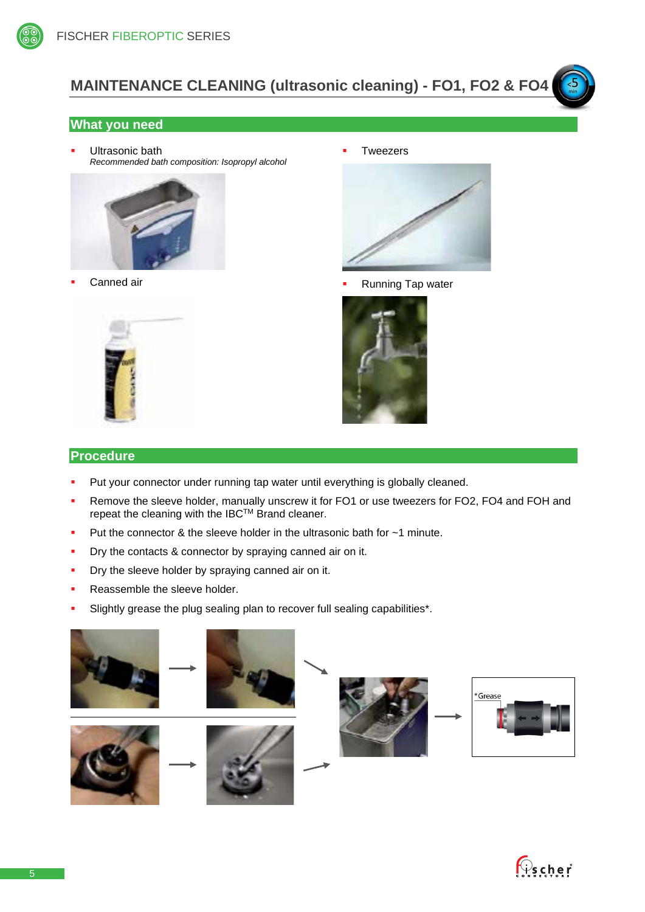# MAINTENANCE CLEANING (ultrasonic cleaning) - FO1, FO2 & FO4

## What you need

- Ultrasonic bath
  *Recommended bath composition: Isopropyl alcohol*
- Tweezers
- Canned air
- Running Tap water

## Procedure

- Put your connector under running tap water until everything is globally cleaned.
- Remove the sleeve holder, manually unscrew it for FO1 or use tweezers for FO2, FO4 and FOH and repeat the cleaning with the IBC[TM] Brand cleaner.
- Put the connector & the sleeve holder in the ultrasonic bath for ~1 minute.
- Dry the contacts & connector by spraying canned air on it.
- Dry the sleeve holder by spraying canned air on it.
- Reassemble the sleeve holder.
- Slightly grease the plug sealing plan to recover full sealing capabilities*.

*Grease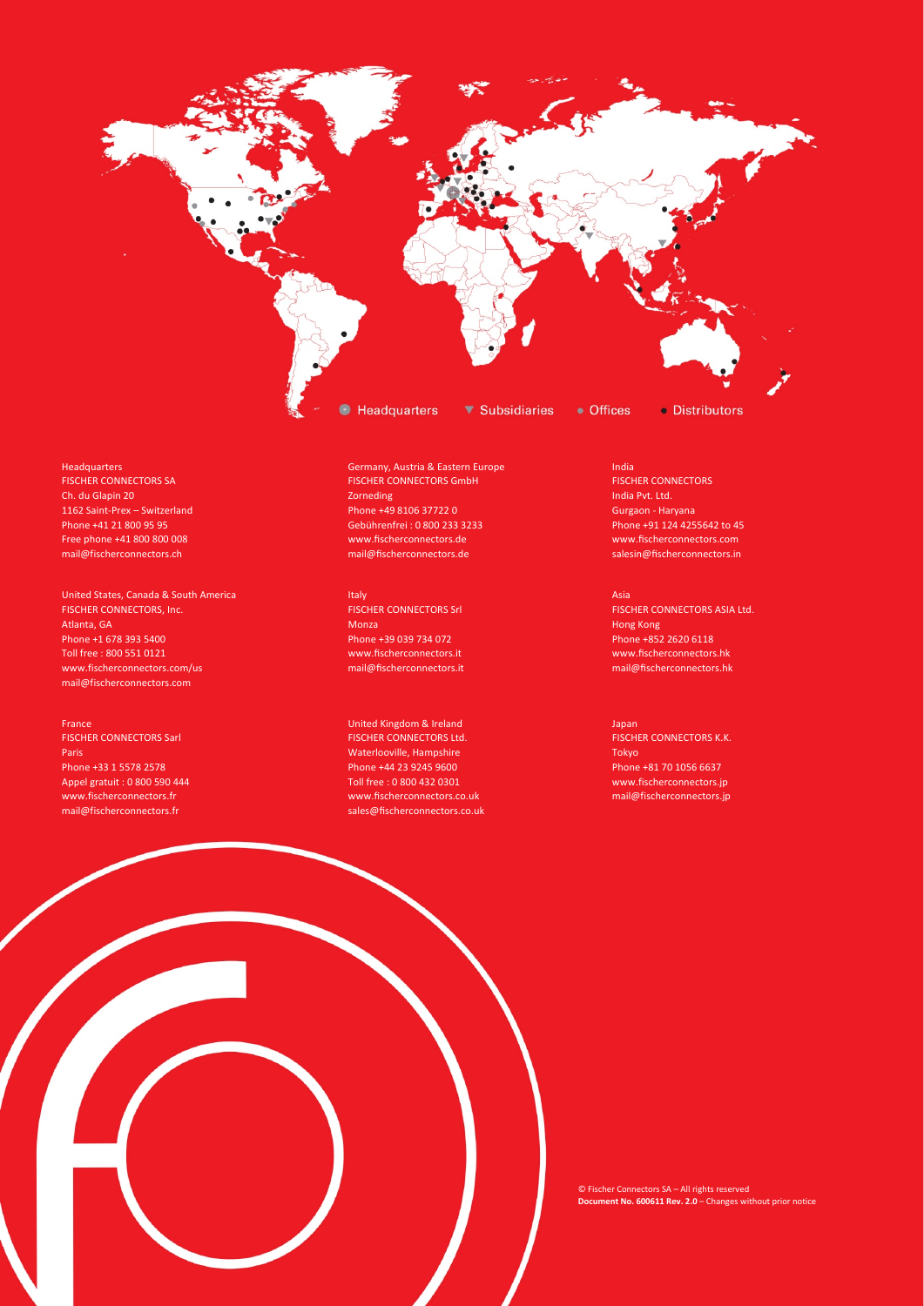Headquarters Subsidiaries Offices Distributors

Headquarters
FISCHER CONNECTORS SA
Ch. du Glapin 20
1162 Saint-Prex – Switzerland
Phone +41 21 800 95 95
Free phone +41 800 800 008
mail@fischerconnectors.ch

United States, Canada & South America
FISCHER CONNECTORS, Inc.
Atlanta, GA
Phone +1 678 393 5400
Toll free : 800 551 0121
www.fischerconnectors.com/us
mail@fischerconnectors.com

France
FISCHER CONNECTORS Sarl
Paris
Phone +33 1 5578 2578
Appel gratuit : 0 800 590 444
www.fischerconnectors.fr
mail@fischerconnectors.fr

Germany, Austria & Eastern Europe
FISCHER CONNECTORS GmbH
Zorneding
Phone +49 8106 37722 0
Gebührenfrei : 0 800 233 3233
www.fischerconnectors.de
mail@fischerconnectors.de

Italy
FISCHER CONNECTORS Srl
Monza
Phone +39 039 734 072
www.fischerconnectors.it
mail@fischerconnectors.it

United Kingdom & Ireland
FISCHER CONNECTORS Ltd.
Waterlooville, Hampshire
Phone +44 23 9245 9600
Toll free : 0 800 432 0301
www.fischerconnectors.co.uk
sales@fischerconnectors.co.uk

India
FISCHER CONNECTORS
India Pvt. Ltd.
Gurgaon - Haryana
Phone +91 124 4255642 to 45
www.fischerconnectors.com
salesin@fischerconnectors.in

Asia
FISCHER CONNECTORS ASIA Ltd.
Hong Kong
Phone +852 2620 6118
www.fischerconnectors.hk
mail@fischerconnectors.hk

Japan
FISCHER CONNECTORS K.K.
Tokyo
Phone +81 70 1056 6637
www.fischerconnectors.jp
mail@fischerconnectors.jp

© Fischer Connectors SA – All rights reserved
**Document No. 600611 Rev. 2.0** – Changes without prior notice